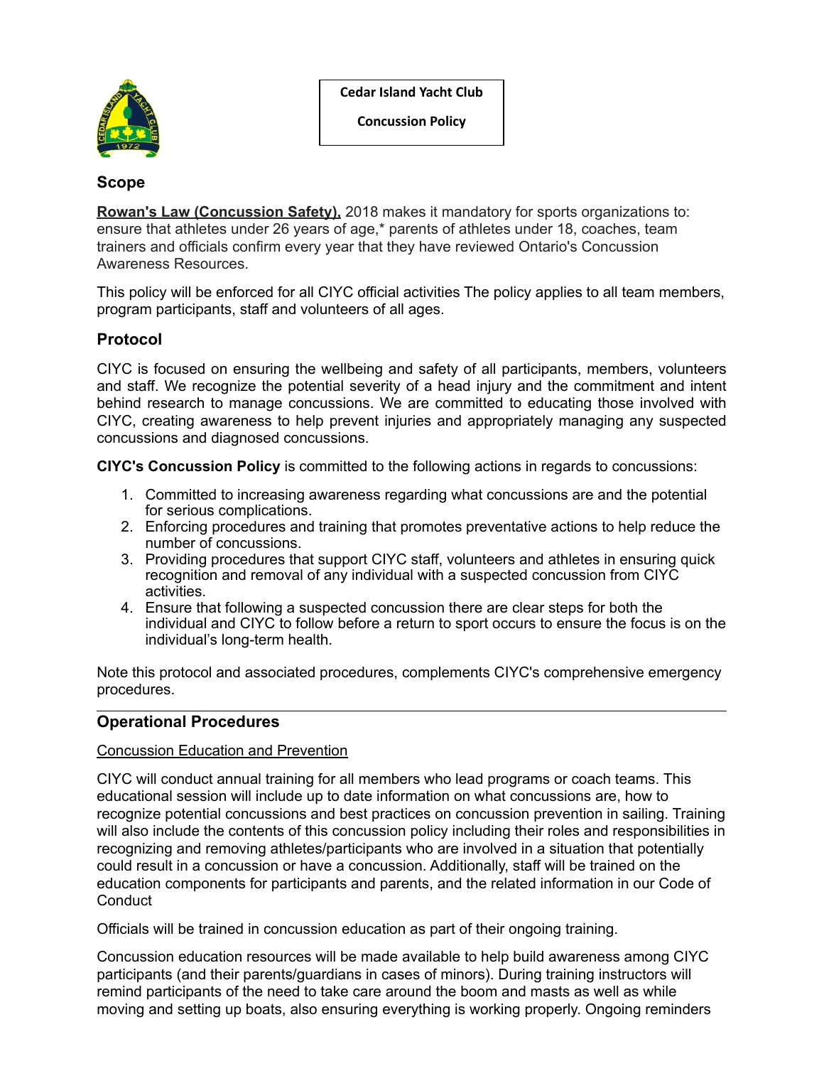**Cedar Island Yacht Club**

**Concussion Policy**

## Scope

**Rowan's Law (Concussion Safety),** 2018 makes it mandatory for sports organizations to: ensure that athletes under 26 years of age,* parents of athletes under 18, coaches, team trainers and officials confirm every year that they have reviewed Ontario's Concussion Awareness Resources.

This policy will be enforced for all CIYC official activities The policy applies to all team members, program participants, staff and volunteers of all ages.

## Protocol

CIYC is focused on ensuring the wellbeing and safety of all participants, members, volunteers and staff. We recognize the potential severity of a head injury and the commitment and intent behind research to manage concussions. We are committed to educating those involved with CIYC, creating awareness to help prevent injuries and appropriately managing any suspected concussions and diagnosed concussions.

**CIYC's Concussion Policy** is committed to the following actions in regards to concussions:

1. Committed to increasing awareness regarding what concussions are and the potential for serious complications.
2. Enforcing procedures and training that promotes preventative actions to help reduce the number of concussions.
3. Providing procedures that support CIYC staff, volunteers and athletes in ensuring quick recognition and removal of any individual with a suspected concussion from CIYC activities.
4. Ensure that following a suspected concussion there are clear steps for both the individual and CIYC to follow before a return to sport occurs to ensure the focus is on the individual's long-term health.

Note this protocol and associated procedures, complements CIYC's comprehensive emergency procedures.

---

## Operational Procedures

Concussion Education and Prevention

CIYC will conduct annual training for all members who lead programs or coach teams. This educational session will include up to date information on what concussions are, how to recognize potential concussions and best practices on concussion prevention in sailing. Training will also include the contents of this concussion policy including their roles and responsibilities in recognizing and removing athletes/participants who are involved in a situation that potentially could result in a concussion or have a concussion. Additionally, staff will be trained on the education components for participants and parents, and the related information in our Code of Conduct

Officials will be trained in concussion education as part of their ongoing training.

Concussion education resources will be made available to help build awareness among CIYC participants (and their parents/guardians in cases of minors). During training instructors will remind participants of the need to take care around the boom and masts as well as while moving and setting up boats, also ensuring everything is working properly. Ongoing reminders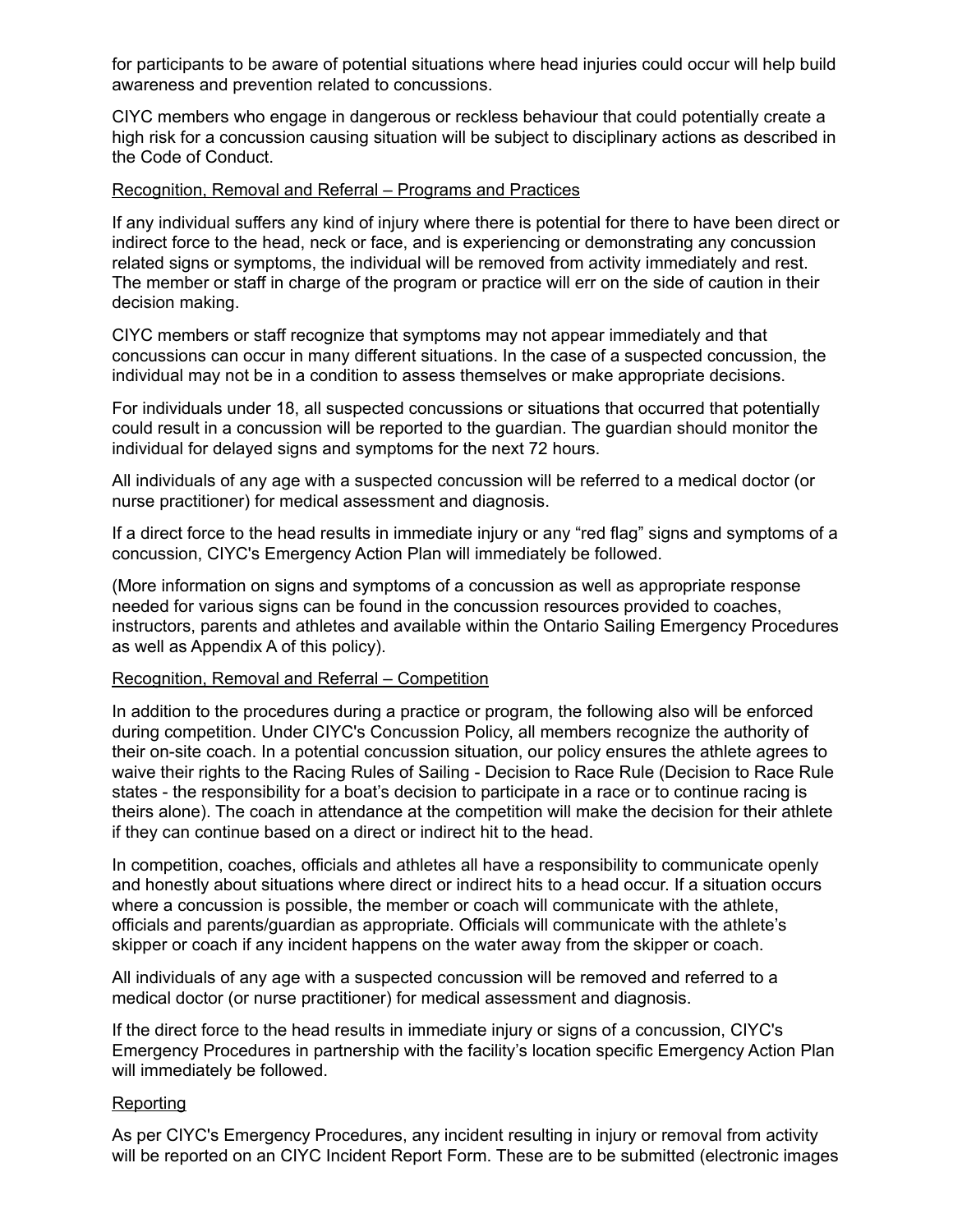for participants to be aware of potential situations where head injuries could occur will help build awareness and prevention related to concussions.

CIYC members who engage in dangerous or reckless behaviour that could potentially create a high risk for a concussion causing situation will be subject to disciplinary actions as described in the Code of Conduct.

<u>Recognition, Removal and Referral – Programs and Practices</u>

If any individual suffers any kind of injury where there is potential for there to have been direct or indirect force to the head, neck or face, and is experiencing or demonstrating any concussion related signs or symptoms, the individual will be removed from activity immediately and rest. The member or staff in charge of the program or practice will err on the side of caution in their decision making.

CIYC members or staff recognize that symptoms may not appear immediately and that concussions can occur in many different situations. In the case of a suspected concussion, the individual may not be in a condition to assess themselves or make appropriate decisions.

For individuals under 18, all suspected concussions or situations that occurred that potentially could result in a concussion will be reported to the guardian. The guardian should monitor the individual for delayed signs and symptoms for the next 72 hours.

All individuals of any age with a suspected concussion will be referred to a medical doctor (or nurse practitioner) for medical assessment and diagnosis.

If a direct force to the head results in immediate injury or any "red flag" signs and symptoms of a concussion, CIYC's Emergency Action Plan will immediately be followed.

(More information on signs and symptoms of a concussion as well as appropriate response needed for various signs can be found in the concussion resources provided to coaches, instructors, parents and athletes and available within the Ontario Sailing Emergency Procedures as well as Appendix A of this policy).

<u>Recognition, Removal and Referral – Competition</u>

In addition to the procedures during a practice or program, the following also will be enforced during competition. Under CIYC's Concussion Policy, all members recognize the authority of their on-site coach. In a potential concussion situation, our policy ensures the athlete agrees to waive their rights to the Racing Rules of Sailing - Decision to Race Rule (Decision to Race Rule states - the responsibility for a boat's decision to participate in a race or to continue racing is theirs alone). The coach in attendance at the competition will make the decision for their athlete if they can continue based on a direct or indirect hit to the head.

In competition, coaches, officials and athletes all have a responsibility to communicate openly and honestly about situations where direct or indirect hits to a head occur. If a situation occurs where a concussion is possible, the member or coach will communicate with the athlete, officials and parents/guardian as appropriate. Officials will communicate with the athlete's skipper or coach if any incident happens on the water away from the skipper or coach.

All individuals of any age with a suspected concussion will be removed and referred to a medical doctor (or nurse practitioner) for medical assessment and diagnosis.

If the direct force to the head results in immediate injury or signs of a concussion, CIYC's Emergency Procedures in partnership with the facility's location specific Emergency Action Plan will immediately be followed.

<u>Reporting</u>

As per CIYC's Emergency Procedures, any incident resulting in injury or removal from activity will be reported on an CIYC Incident Report Form. These are to be submitted (electronic images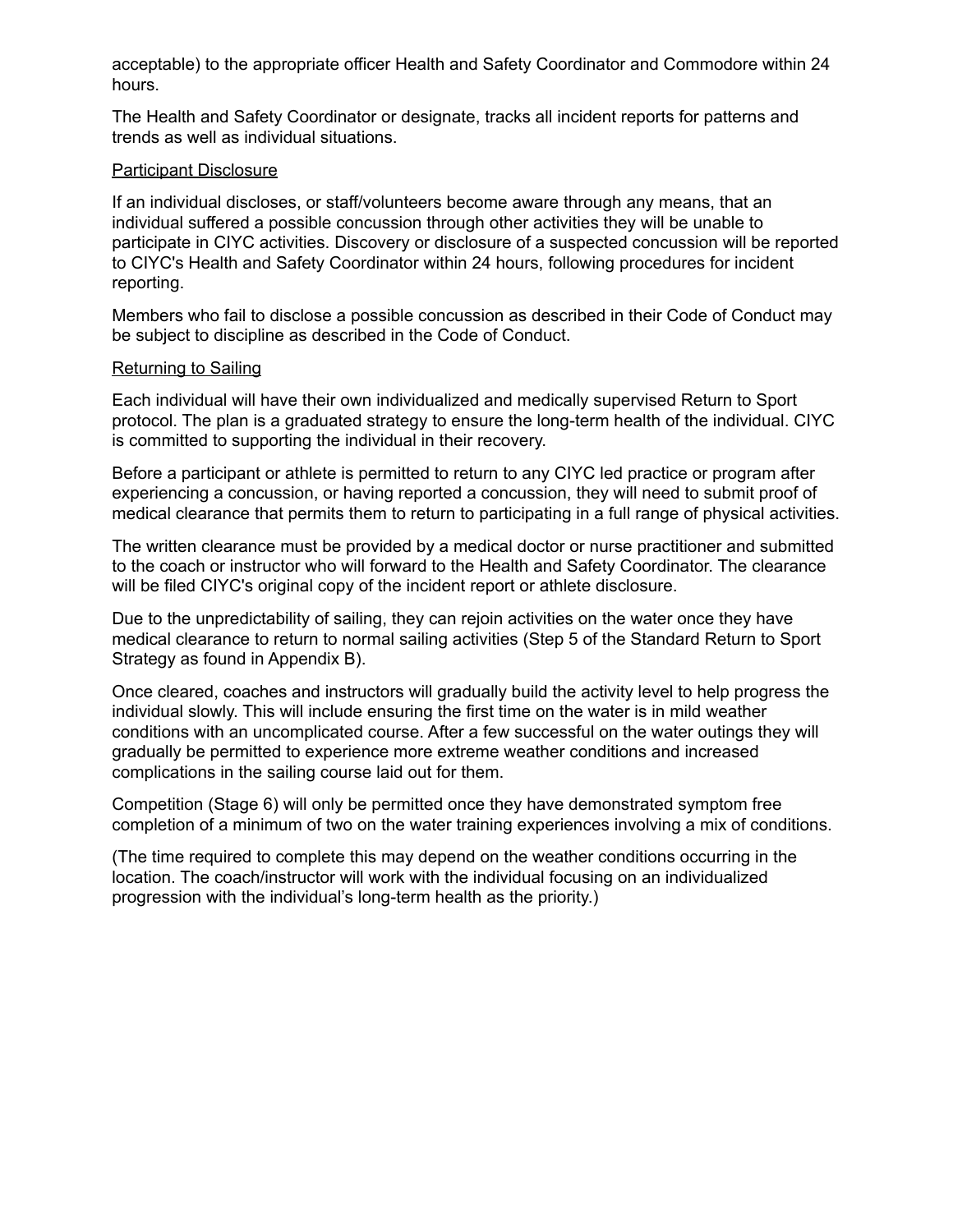acceptable) to the appropriate officer Health and Safety Coordinator and Commodore within 24 hours.

The Health and Safety Coordinator or designate, tracks all incident reports for patterns and trends as well as individual situations.

<u>Participant Disclosure</u>

If an individual discloses, or staff/volunteers become aware through any means, that an individual suffered a possible concussion through other activities they will be unable to participate in CIYC activities. Discovery or disclosure of a suspected concussion will be reported to CIYC's Health and Safety Coordinator within 24 hours, following procedures for incident reporting.

Members who fail to disclose a possible concussion as described in their Code of Conduct may be subject to discipline as described in the Code of Conduct.

<u>Returning to Sailing</u>

Each individual will have their own individualized and medically supervised Return to Sport protocol. The plan is a graduated strategy to ensure the long-term health of the individual. CIYC is committed to supporting the individual in their recovery.

Before a participant or athlete is permitted to return to any CIYC led practice or program after experiencing a concussion, or having reported a concussion, they will need to submit proof of medical clearance that permits them to return to participating in a full range of physical activities.

The written clearance must be provided by a medical doctor or nurse practitioner and submitted to the coach or instructor who will forward to the Health and Safety Coordinator. The clearance will be filed CIYC's original copy of the incident report or athlete disclosure.

Due to the unpredictability of sailing, they can rejoin activities on the water once they have medical clearance to return to normal sailing activities (Step 5 of the Standard Return to Sport Strategy as found in Appendix B).

Once cleared, coaches and instructors will gradually build the activity level to help progress the individual slowly. This will include ensuring the first time on the water is in mild weather conditions with an uncomplicated course. After a few successful on the water outings they will gradually be permitted to experience more extreme weather conditions and increased complications in the sailing course laid out for them.

Competition (Stage 6) will only be permitted once they have demonstrated symptom free completion of a minimum of two on the water training experiences involving a mix of conditions.

(The time required to complete this may depend on the weather conditions occurring in the location. The coach/instructor will work with the individual focusing on an individualized progression with the individual's long-term health as the priority.)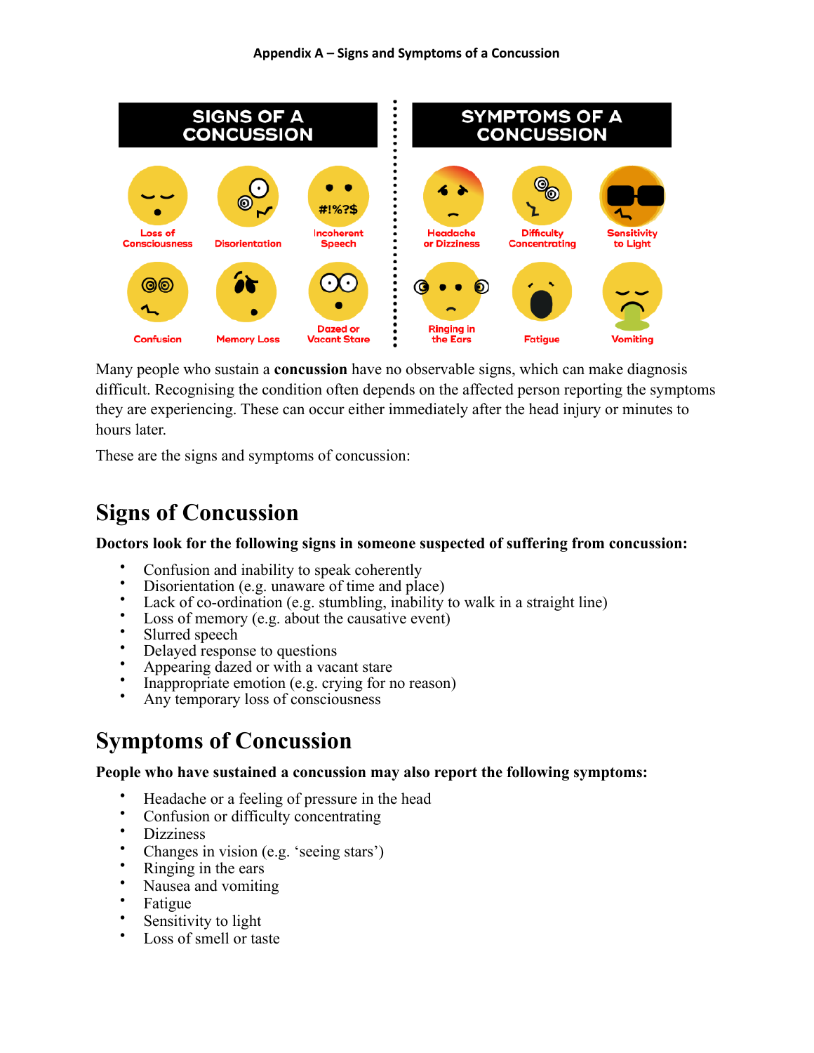Appendix A – Signs and Symptoms of a Concussion

| SIGNS OF A CONCUSSION | | | SYMPTOMS OF A CONCUSSION | | |
|---|---|---|---|---|---|
| Loss of Consciousness | Disorientation | Incoherent Speech | Headache or Dizziness | Difficulty Concentrating | Sensitivity to Light |
| Confusion | Memory Loss | Dazed or Vacant Stare | Ringing in the Ears | Fatigue | Vomiting |

Many people who sustain a **concussion** have no observable signs, which can make diagnosis difficult. Recognising the condition often depends on the affected person reporting the symptoms they are experiencing. These can occur either immediately after the head injury or minutes to hours later.

These are the signs and symptoms of concussion:

# Signs of Concussion

**Doctors look for the following signs in someone suspected of suffering from concussion:**

- Confusion and inability to speak coherently
- Disorientation (e.g. unaware of time and place)
- Lack of co-ordination (e.g. stumbling, inability to walk in a straight line)
- Loss of memory (e.g. about the causative event)
- Slurred speech
- Delayed response to questions
- Appearing dazed or with a vacant stare
- Inappropriate emotion (e.g. crying for no reason)
- Any temporary loss of consciousness

# Symptoms of Concussion

**People who have sustained a concussion may also report the following symptoms:**

- Headache or a feeling of pressure in the head
- Confusion or difficulty concentrating
- Dizziness
- Changes in vision (e.g. 'seeing stars')
- Ringing in the ears
- Nausea and vomiting
- Fatigue
- Sensitivity to light
- Loss of smell or taste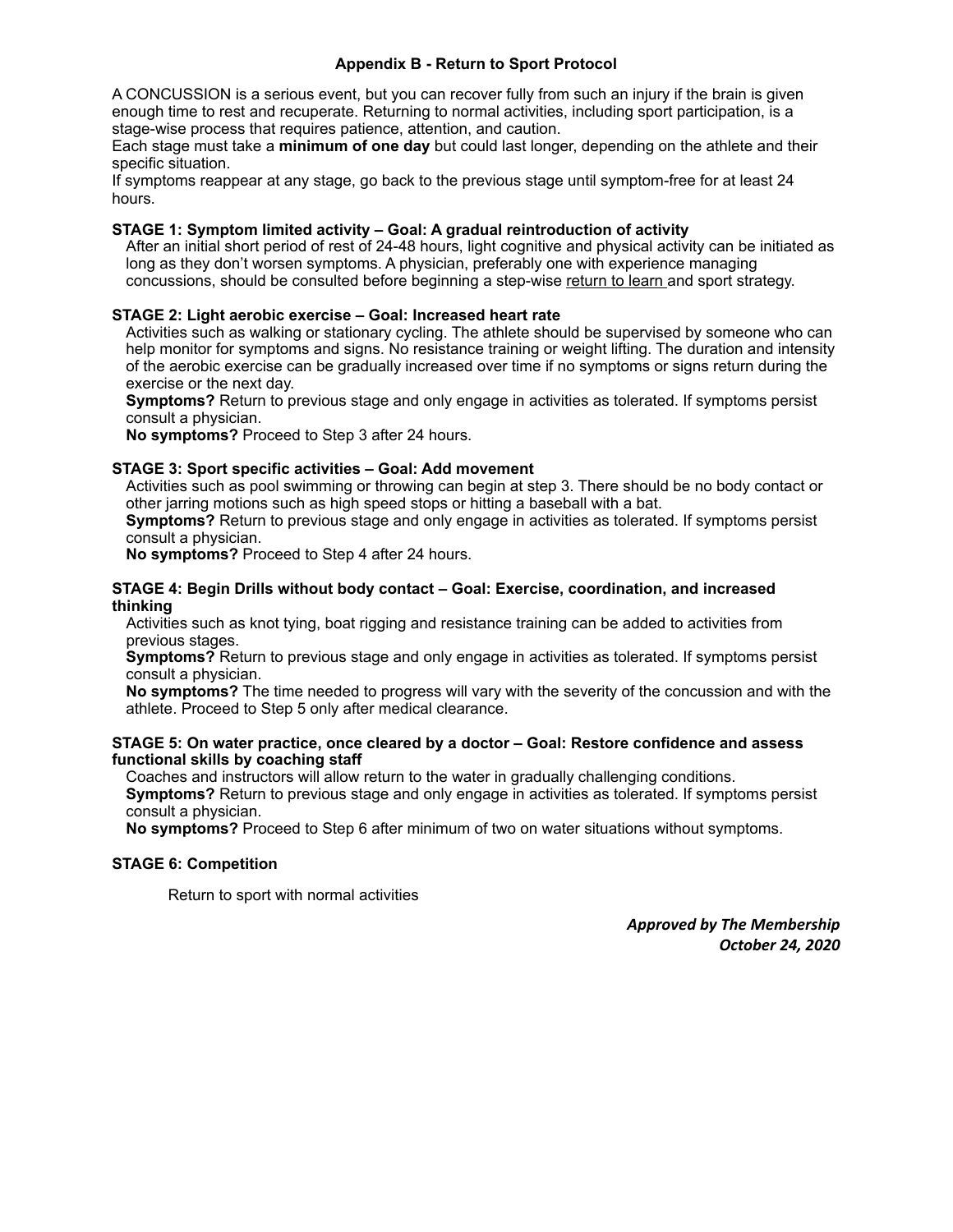## Appendix B - Return to Sport Protocol

A CONCUSSION is a serious event, but you can recover fully from such an injury if the brain is given enough time to rest and recuperate. Returning to normal activities, including sport participation, is a stage-wise process that requires patience, attention, and caution.

Each stage must take a **minimum of one day** but could last longer, depending on the athlete and their specific situation.

If symptoms reappear at any stage, go back to the previous stage until symptom-free for at least 24 hours.

**STAGE 1: Symptom limited activity – Goal: A gradual reintroduction of activity**

After an initial short period of rest of 24-48 hours, light cognitive and physical activity can be initiated as long as they don't worsen symptoms. A physician, preferably one with experience managing concussions, should be consulted before beginning a step-wise return to learn and sport strategy.

**STAGE 2: Light aerobic exercise – Goal: Increased heart rate**

Activities such as walking or stationary cycling. The athlete should be supervised by someone who can help monitor for symptoms and signs. No resistance training or weight lifting. The duration and intensity of the aerobic exercise can be gradually increased over time if no symptoms or signs return during the exercise or the next day.

**Symptoms?** Return to previous stage and only engage in activities as tolerated. If symptoms persist consult a physician.

**No symptoms?** Proceed to Step 3 after 24 hours.

**STAGE 3: Sport specific activities – Goal: Add movement**

Activities such as pool swimming or throwing can begin at step 3. There should be no body contact or other jarring motions such as high speed stops or hitting a baseball with a bat.

**Symptoms?** Return to previous stage and only engage in activities as tolerated. If symptoms persist consult a physician.

**No symptoms?** Proceed to Step 4 after 24 hours.

**STAGE 4: Begin Drills without body contact – Goal: Exercise, coordination, and increased thinking**

Activities such as knot tying, boat rigging and resistance training can be added to activities from previous stages.

**Symptoms?** Return to previous stage and only engage in activities as tolerated. If symptoms persist consult a physician.

**No symptoms?** The time needed to progress will vary with the severity of the concussion and with the athlete. Proceed to Step 5 only after medical clearance.

**STAGE 5: On water practice, once cleared by a doctor – Goal: Restore confidence and assess functional skills by coaching staff**

Coaches and instructors will allow return to the water in gradually challenging conditions.

**Symptoms?** Return to previous stage and only engage in activities as tolerated. If symptoms persist consult a physician.

**No symptoms?** Proceed to Step 6 after minimum of two on water situations without symptoms.

**STAGE 6: Competition**

Return to sport with normal activities

***Approved by The Membership***
***October 24, 2020***